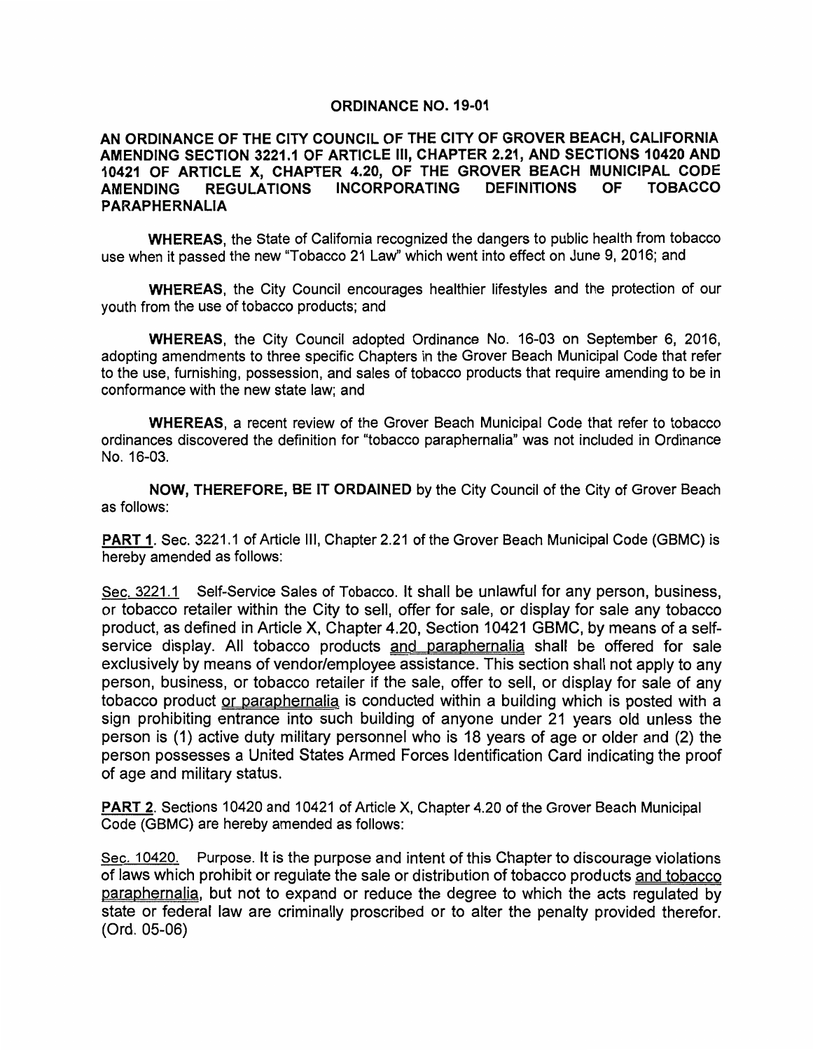**ORDINANCE NO. 19-01**

**AN ORDINANCE OF THE CITY COUNCIL OF THE CITY OF GROVER BEACH, CALIFORNIA AMENDING SECTION 3221.1 OF ARTICLE III, CHAPTER 2.21, AND SECTIONS 10420 AND 10421 OF ARTICLE X, CHAPTER 4.20, OF THE GROVER BEACH MUNICIPAL CODE AMENDING REGULATIONS INCORPORATING DEFINITIONS OF TOBACCO PARAPHERNALIA**

**WHEREAS**, the State of California recognized the dangers to public health from tobacco use when it passed the new "Tobacco 21 Law" which went into effect on June 9, 2016; and

**WHEREAS**, the City Council encourages healthier lifestyles and the protection of our youth from the use of tobacco products; and

**WHEREAS**, the City Council adopted Ordinance No. 16-03 on September 6, 2016, adopting amendments to three specific Chapters in the Grover Beach Municipal Code that refer to the use, furnishing, possession, and sales of tobacco products that require amending to be in conformance with the new state law; and

**WHEREAS**, a recent review of the Grover Beach Municipal Code that refer to tobacco ordinances discovered the definition for "tobacco paraphernalia" was not included in Ordinance No. 16-03.

**NOW, THEREFORE, BE IT ORDAINED** by the City Council of the City of Grover Beach as follows:

**PART 1**. Sec. 3221.1 of Article III, Chapter 2.21 of the Grover Beach Municipal Code (GBMC) is hereby amended as follows:

Sec. 3221.1 Self-Service Sales of Tobacco. It shall be unlawful for any person, business, or tobacco retailer within the City to sell, offer for sale, or display for sale any tobacco product, as defined in Article X, Chapter 4.20, Section 10421 GBMC, by means of a self-service display. All tobacco products and paraphernalia shall be offered for sale exclusively by means of vendor/employee assistance. This section shall not apply to any person, business, or tobacco retailer if the sale, offer to sell, or display for sale of any tobacco product or paraphernalia is conducted within a building which is posted with a sign prohibiting entrance into such building of anyone under 21 years old unless the person is (1) active duty military personnel who is 18 years of age or older and (2) the person possesses a United States Armed Forces Identification Card indicating the proof of age and military status.

**PART 2**. Sections 10420 and 10421 of Article X, Chapter 4.20 of the Grover Beach Municipal Code (GBMC) are hereby amended as follows:

Sec. 10420. Purpose. It is the purpose and intent of this Chapter to discourage violations of laws which prohibit or regulate the sale or distribution of tobacco products and tobacco paraphernalia, but not to expand or reduce the degree to which the acts regulated by state or federal law are criminally proscribed or to alter the penalty provided therefor. (Ord. 05-06)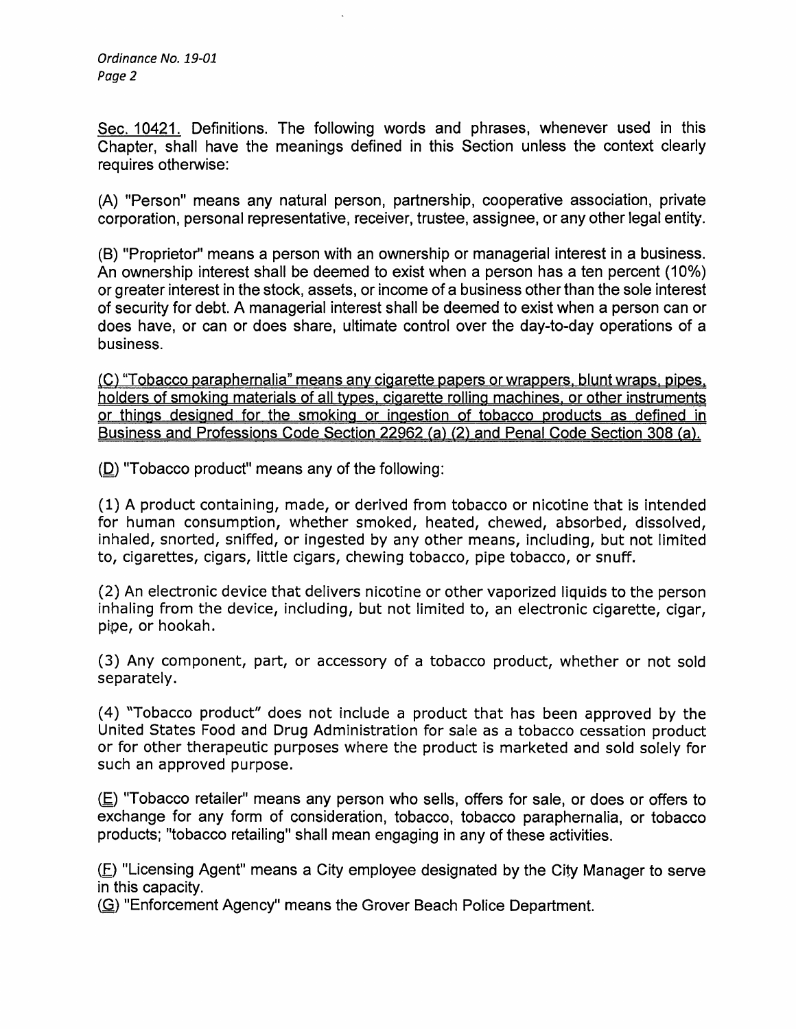Sec. 10421. Definitions. The following words and phrases, whenever used in this Chapter, shall have the meanings defined in this Section unless the context clearly requires otherwise:

(A) "Person" means any natural person, partnership, cooperative association, private corporation, personal representative, receiver, trustee, assignee, or any other legal entity.

(B) "Proprietor" means a person with an ownership or managerial interest in a business. An ownership interest shall be deemed to exist when a person has a ten percent (10%) or greater interest in the stock, assets, or income of a business other than the sole interest of security for debt. A managerial interest shall be deemed to exist when a person can or does have, or can or does share, ultimate control over the day-to-day operations of a business.

(C) "Tobacco paraphernalia" means any cigarette papers or wrappers, blunt wraps, pipes, holders of smoking materials of all types, cigarette rolling machines, or other instruments or things designed for the smoking or ingestion of tobacco products as defined in Business and Professions Code Section 22962 (a) (2) and Penal Code Section 308 (a).

(D) "Tobacco product" means any of the following:

(1) A product containing, made, or derived from tobacco or nicotine that is intended for human consumption, whether smoked, heated, chewed, absorbed, dissolved, inhaled, snorted, sniffed, or ingested by any other means, including, but not limited to, cigarettes, cigars, little cigars, chewing tobacco, pipe tobacco, or snuff.

(2) An electronic device that delivers nicotine or other vaporized liquids to the person inhaling from the device, including, but not limited to, an electronic cigarette, cigar, pipe, or hookah.

(3) Any component, part, or accessory of a tobacco product, whether or not sold separately.

(4) "Tobacco product" does not include a product that has been approved by the United States Food and Drug Administration for sale as a tobacco cessation product or for other therapeutic purposes where the product is marketed and sold solely for such an approved purpose.

(E) "Tobacco retailer" means any person who sells, offers for sale, or does or offers to exchange for any form of consideration, tobacco, tobacco paraphernalia, or tobacco products; "tobacco retailing" shall mean engaging in any of these activities.

(F) "Licensing Agent" means a City employee designated by the City Manager to serve in this capacity.

(G) "Enforcement Agency" means the Grover Beach Police Department.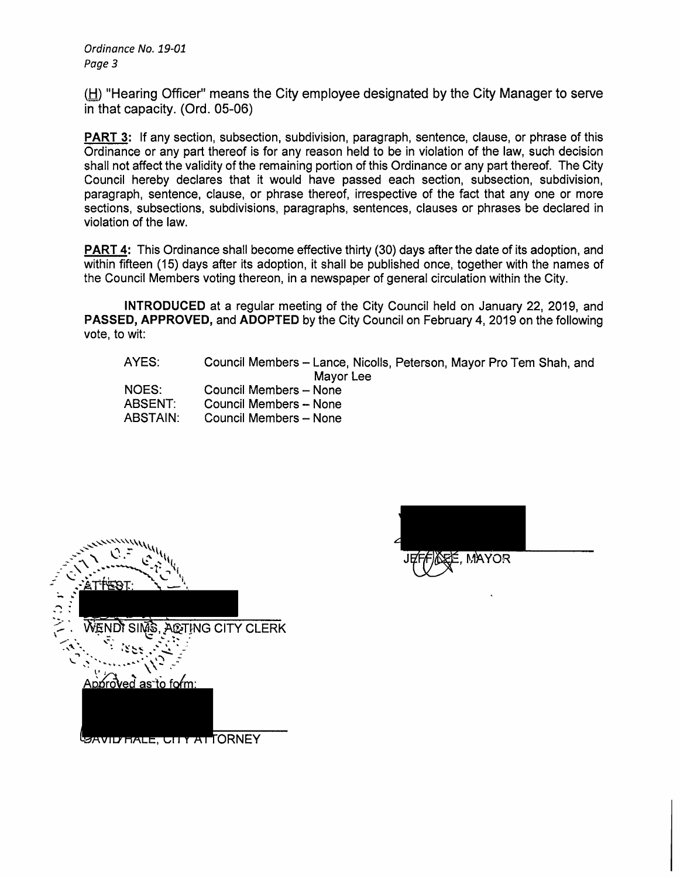(H) "Hearing Officer" means the City employee designated by the City Manager to serve in that capacity. (Ord. 05-06)

**PART 3:** If any section, subsection, subdivision, paragraph, sentence, clause, or phrase of this Ordinance or any part thereof is for any reason held to be in violation of the law, such decision shall not affect the validity of the remaining portion of this Ordinance or any part thereof. The City Council hereby declares that it would have passed each section, subsection, subdivision, paragraph, sentence, clause, or phrase thereof, irrespective of the fact that any one or more sections, subsections, subdivisions, paragraphs, sentences, clauses or phrases be declared in violation of the law.

**PART 4:** This Ordinance shall become effective thirty (30) days after the date of its adoption, and within fifteen (15) days after its adoption, it shall be published once, together with the names of the Council Members voting thereon, in a newspaper of general circulation within the City.

**INTRODUCED** at a regular meeting of the City Council held on January 22, 2019, and **PASSED, APPROVED,** and **ADOPTED** by the City Council on February 4, 2019 on the following vote, to wit:

| | |
|---|---|
| AYES: | Council Members – Lance, Nicolls, Peterson, Mayor Pro Tem Shah, and Mayor Lee |
| NOES: | Council Members – None |
| ABSENT: | Council Members – None |
| ABSTAIN: | Council Members – None |

JEFF LEE, MAYOR

ATTEST:

WENDY SIMS, ACTING CITY CLERK

Approved as to form:

DAVID HALE, CITY ATTORNEY